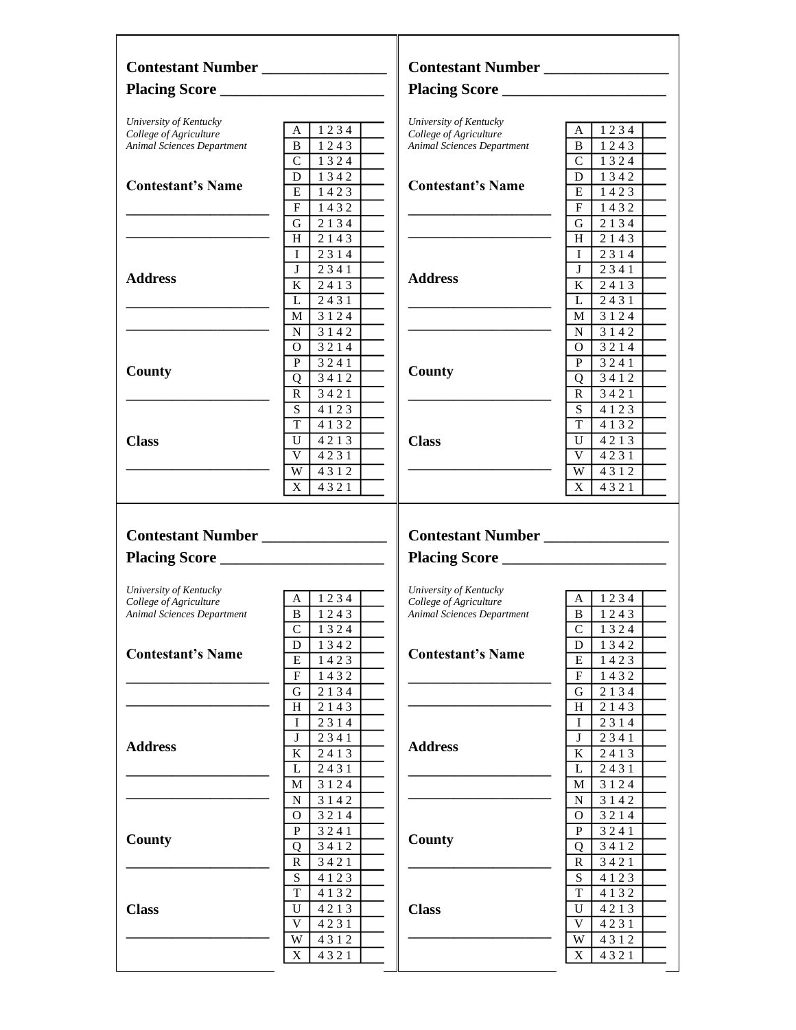**Contestant Number ________________**

**Placing Score _____________________**

*University of Kentucky*
*College of Agriculture*
*Animal Sciences Department*

**Contestant's Name**

____________________

____________________

**Address**

____________________

____________________

**County**

____________________

**Class**

____________________

| | | |
|---|---|---|
| A | 1 2 3 4 | |
| B | 1 2 4 3 | |
| C | 1 3 2 4 | |
| D | 1 3 4 2 | |
| E | 1 4 2 3 | |
| F | 1 4 3 2 | |
| G | 2 1 3 4 | |
| H | 2 1 4 3 | |
| I | 2 3 1 4 | |
| J | 2 3 4 1 | |
| K | 2 4 1 3 | |
| L | 2 4 3 1 | |
| M | 3 1 2 4 | |
| N | 3 1 4 2 | |
| O | 3 2 1 4 | |
| P | 3 2 4 1 | |
| Q | 3 4 1 2 | |
| R | 3 4 2 1 | |
| S | 4 1 2 3 | |
| T | 4 1 3 2 | |
| U | 4 2 1 3 | |
| V | 4 2 3 1 | |
| W | 4 3 1 2 | |
| X | 4 3 2 1 | |

**Contestant Number ________________**

**Placing Score _____________________**

*University of Kentucky*
*College of Agriculture*
*Animal Sciences Department*

**Contestant's Name**

____________________

____________________

**Address**

____________________

____________________

**County**

____________________

**Class**

____________________

| | | |
|---|---|---|
| A | 1 2 3 4 | |
| B | 1 2 4 3 | |
| C | 1 3 2 4 | |
| D | 1 3 4 2 | |
| E | 1 4 2 3 | |
| F | 1 4 3 2 | |
| G | 2 1 3 4 | |
| H | 2 1 4 3 | |
| I | 2 3 1 4 | |
| J | 2 3 4 1 | |
| K | 2 4 1 3 | |
| L | 2 4 3 1 | |
| M | 3 1 2 4 | |
| N | 3 1 4 2 | |
| O | 3 2 1 4 | |
| P | 3 2 4 1 | |
| Q | 3 4 1 2 | |
| R | 3 4 2 1 | |
| S | 4 1 2 3 | |
| T | 4 1 3 2 | |
| U | 4 2 1 3 | |
| V | 4 2 3 1 | |
| W | 4 3 1 2 | |
| X | 4 3 2 1 | |

**Contestant Number ________________**

**Placing Score _____________________**

*University of Kentucky*
*College of Agriculture*
*Animal Sciences Department*

**Contestant's Name**

____________________

____________________

**Address**

____________________

____________________

**County**

____________________

**Class**

____________________

| | | |
|---|---|---|
| A | 1 2 3 4 | |
| B | 1 2 4 3 | |
| C | 1 3 2 4 | |
| D | 1 3 4 2 | |
| E | 1 4 2 3 | |
| F | 1 4 3 2 | |
| G | 2 1 3 4 | |
| H | 2 1 4 3 | |
| I | 2 3 1 4 | |
| J | 2 3 4 1 | |
| K | 2 4 1 3 | |
| L | 2 4 3 1 | |
| M | 3 1 2 4 | |
| N | 3 1 4 2 | |
| O | 3 2 1 4 | |
| P | 3 2 4 1 | |
| Q | 3 4 1 2 | |
| R | 3 4 2 1 | |
| S | 4 1 2 3 | |
| T | 4 1 3 2 | |
| U | 4 2 1 3 | |
| V | 4 2 3 1 | |
| W | 4 3 1 2 | |
| X | 4 3 2 1 | |

**Contestant Number ________________**

**Placing Score _____________________**

*University of Kentucky*
*College of Agriculture*
*Animal Sciences Department*

**Contestant's Name**

____________________

____________________

**Address**

____________________

____________________

**County**

____________________

**Class**

____________________

| | | |
|---|---|---|
| A | 1 2 3 4 | |
| B | 1 2 4 3 | |
| C | 1 3 2 4 | |
| D | 1 3 4 2 | |
| E | 1 4 2 3 | |
| F | 1 4 3 2 | |
| G | 2 1 3 4 | |
| H | 2 1 4 3 | |
| I | 2 3 1 4 | |
| J | 2 3 4 1 | |
| K | 2 4 1 3 | |
| L | 2 4 3 1 | |
| M | 3 1 2 4 | |
| N | 3 1 4 2 | |
| O | 3 2 1 4 | |
| P | 3 2 4 1 | |
| Q | 3 4 1 2 | |
| R | 3 4 2 1 | |
| S | 4 1 2 3 | |
| T | 4 1 3 2 | |
| U | 4 2 1 3 | |
| V | 4 2 3 1 | |
| W | 4 3 1 2 | |
| X | 4 3 2 1 | |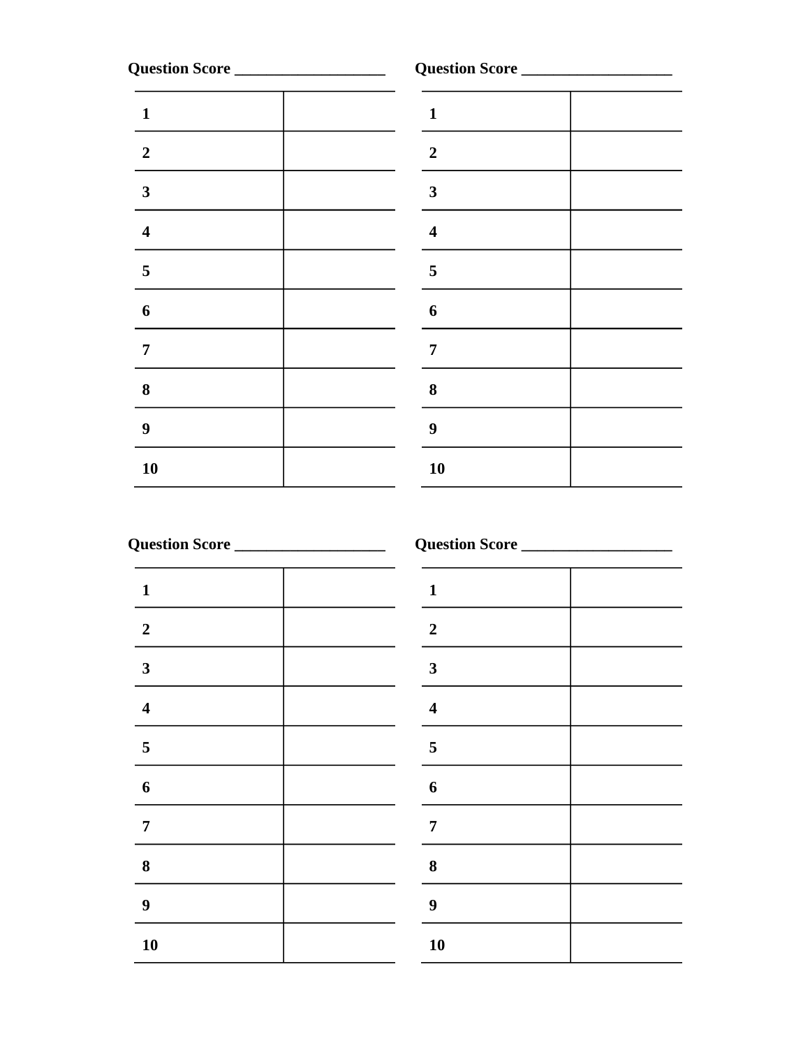**Question Score ___________________**

| | |
|---|---|
| **1** | |
| **2** | |
| **3** | |
| **4** | |
| **5** | |
| **6** | |
| **7** | |
| **8** | |
| **9** | |
| **10** | |

**Question Score ___________________**

| | |
|---|---|
| **1** | |
| **2** | |
| **3** | |
| **4** | |
| **5** | |
| **6** | |
| **7** | |
| **8** | |
| **9** | |
| **10** | |

**Question Score ___________________**

| | |
|---|---|
| **1** | |
| **2** | |
| **3** | |
| **4** | |
| **5** | |
| **6** | |
| **7** | |
| **8** | |
| **9** | |
| **10** | |

**Question Score ___________________**

| | |
|---|---|
| **1** | |
| **2** | |
| **3** | |
| **4** | |
| **5** | |
| **6** | |
| **7** | |
| **8** | |
| **9** | |
| **10** | |